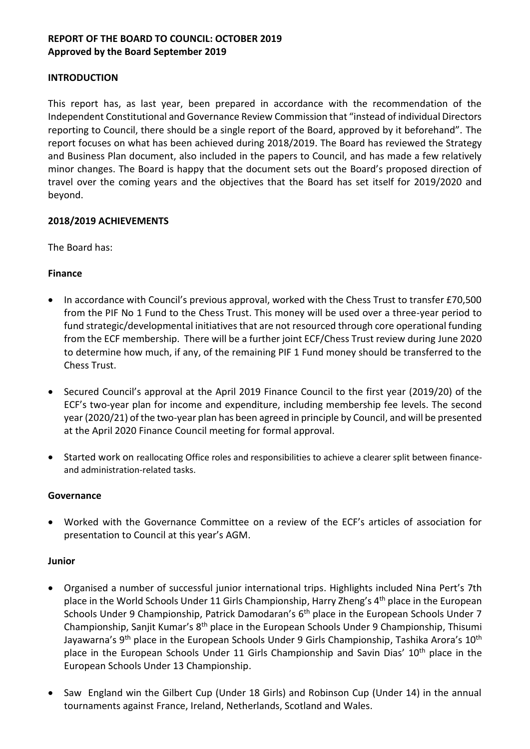**REPORT OF THE BOARD TO COUNCIL: OCTOBER 2019**
**Approved by the Board September 2019**

## INTRODUCTION

This report has, as last year, been prepared in accordance with the recommendation of the Independent Constitutional and Governance Review Commission that "instead of individual Directors reporting to Council, there should be a single report of the Board, approved by it beforehand". The report focuses on what has been achieved during 2018/2019. The Board has reviewed the Strategy and Business Plan document, also included in the papers to Council, and has made a few relatively minor changes. The Board is happy that the document sets out the Board's proposed direction of travel over the coming years and the objectives that the Board has set itself for 2019/2020 and beyond.

## 2018/2019 ACHIEVEMENTS

The Board has:

### Finance

- In accordance with Council's previous approval, worked with the Chess Trust to transfer £70,500 from the PIF No 1 Fund to the Chess Trust. This money will be used over a three-year period to fund strategic/developmental initiatives that are not resourced through core operational funding from the ECF membership. There will be a further joint ECF/Chess Trust review during June 2020 to determine how much, if any, of the remaining PIF 1 Fund money should be transferred to the Chess Trust.
- Secured Council's approval at the April 2019 Finance Council to the first year (2019/20) of the ECF's two-year plan for income and expenditure, including membership fee levels. The second year (2020/21) of the two-year plan has been agreed in principle by Council, and will be presented at the April 2020 Finance Council meeting for formal approval.
- Started work on reallocating Office roles and responsibilities to achieve a clearer split between finance- and administration-related tasks.

### Governance

- Worked with the Governance Committee on a review of the ECF's articles of association for presentation to Council at this year's AGM.

### Junior

- Organised a number of successful junior international trips. Highlights included Nina Pert's 7th place in the World Schools Under 11 Girls Championship, Harry Zheng's 4th place in the European Schools Under 9 Championship, Patrick Damodaran's 6th place in the European Schools Under 7 Championship, Sanjit Kumar's 8th place in the European Schools Under 9 Championship, Thisumi Jayawarna's 9th place in the European Schools Under 9 Girls Championship, Tashika Arora's 10th place in the European Schools Under 11 Girls Championship and Savin Dias' 10th place in the European Schools Under 13 Championship.
- Saw England win the Gilbert Cup (Under 18 Girls) and Robinson Cup (Under 14) in the annual tournaments against France, Ireland, Netherlands, Scotland and Wales.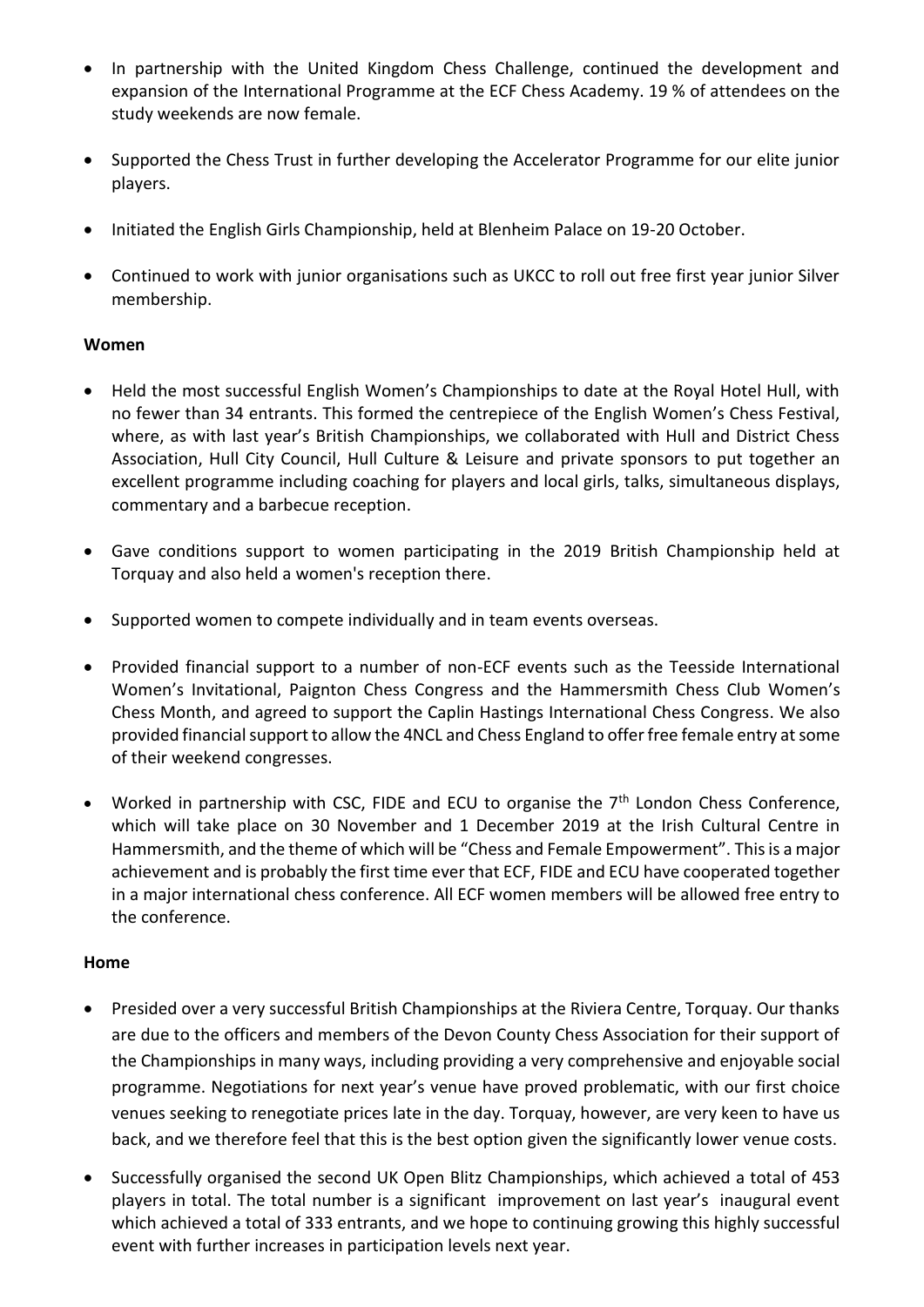- In partnership with the United Kingdom Chess Challenge, continued the development and expansion of the International Programme at the ECF Chess Academy. 19 % of attendees on the study weekends are now female.

- Supported the Chess Trust in further developing the Accelerator Programme for our elite junior players.

- Initiated the English Girls Championship, held at Blenheim Palace on 19-20 October.

- Continued to work with junior organisations such as UKCC to roll out free first year junior Silver membership.

**Women**

- Held the most successful English Women's Championships to date at the Royal Hotel Hull, with no fewer than 34 entrants. This formed the centrepiece of the English Women's Chess Festival, where, as with last year's British Championships, we collaborated with Hull and District Chess Association, Hull City Council, Hull Culture & Leisure and private sponsors to put together an excellent programme including coaching for players and local girls, talks, simultaneous displays, commentary and a barbecue reception.

- Gave conditions support to women participating in the 2019 British Championship held at Torquay and also held a women's reception there.

- Supported women to compete individually and in team events overseas.

- Provided financial support to a number of non-ECF events such as the Teesside International Women's Invitational, Paignton Chess Congress and the Hammersmith Chess Club Women's Chess Month, and agreed to support the Caplin Hastings International Chess Congress. We also provided financial support to allow the 4NCL and Chess England to offer free female entry at some of their weekend congresses.

- Worked in partnership with CSC, FIDE and ECU to organise the 7th London Chess Conference, which will take place on 30 November and 1 December 2019 at the Irish Cultural Centre in Hammersmith, and the theme of which will be "Chess and Female Empowerment". This is a major achievement and is probably the first time ever that ECF, FIDE and ECU have cooperated together in a major international chess conference. All ECF women members will be allowed free entry to the conference.

**Home**

- Presided over a very successful British Championships at the Riviera Centre, Torquay. Our thanks are due to the officers and members of the Devon County Chess Association for their support of the Championships in many ways, including providing a very comprehensive and enjoyable social programme. Negotiations for next year's venue have proved problematic, with our first choice venues seeking to renegotiate prices late in the day. Torquay, however, are very keen to have us back, and we therefore feel that this is the best option given the significantly lower venue costs.

- Successfully organised the second UK Open Blitz Championships, which achieved a total of 453 players in total. The total number is a significant improvement on last year's inaugural event which achieved a total of 333 entrants, and we hope to continuing growing this highly successful event with further increases in participation levels next year.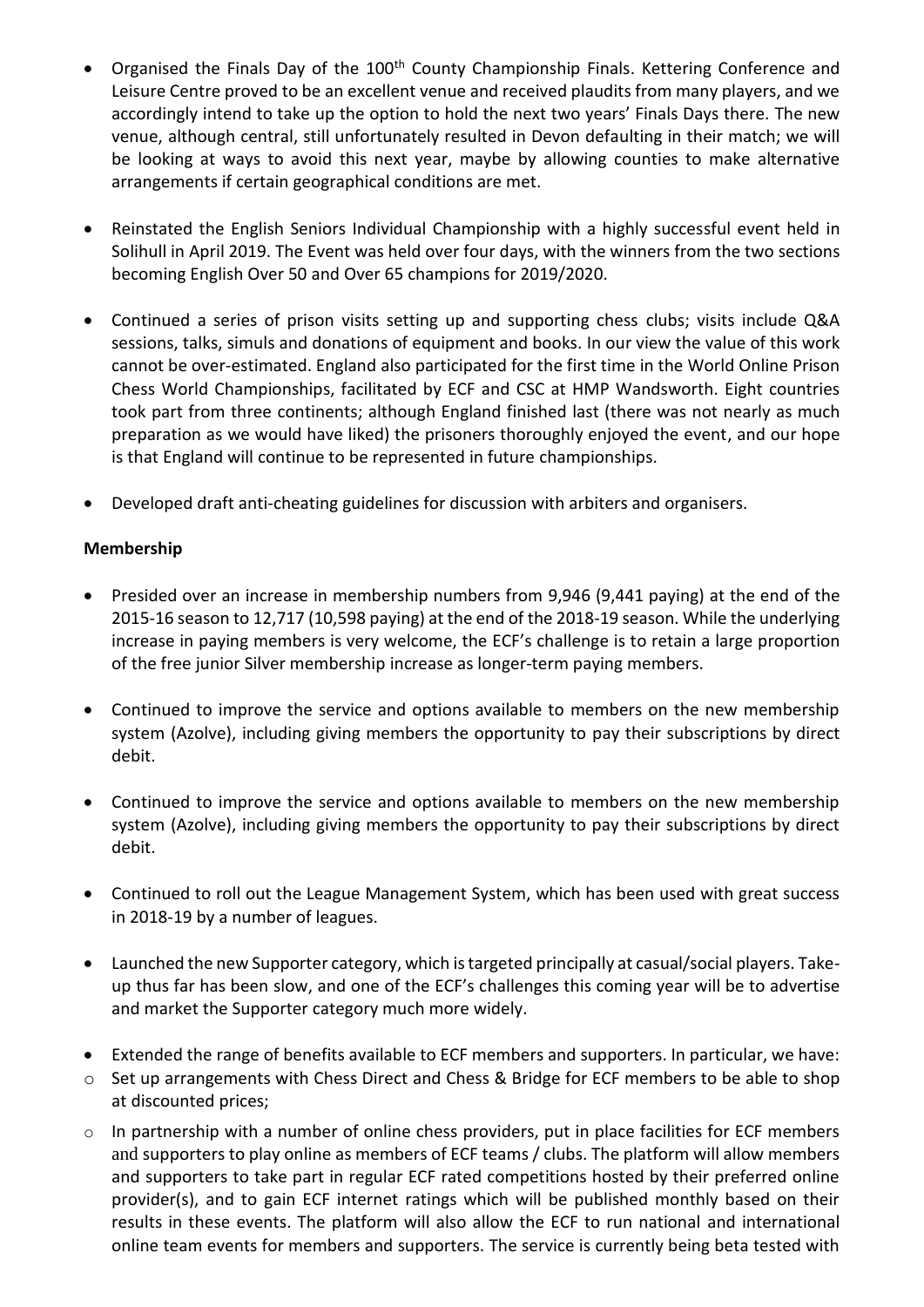- Organised the Finals Day of the 100th County Championship Finals. Kettering Conference and Leisure Centre proved to be an excellent venue and received plaudits from many players, and we accordingly intend to take up the option to hold the next two years' Finals Days there. The new venue, although central, still unfortunately resulted in Devon defaulting in their match; we will be looking at ways to avoid this next year, maybe by allowing counties to make alternative arrangements if certain geographical conditions are met.

- Reinstated the English Seniors Individual Championship with a highly successful event held in Solihull in April 2019. The Event was held over four days, with the winners from the two sections becoming English Over 50 and Over 65 champions for 2019/2020.

- Continued a series of prison visits setting up and supporting chess clubs; visits include Q&A sessions, talks, simuls and donations of equipment and books. In our view the value of this work cannot be over-estimated. England also participated for the first time in the World Online Prison Chess World Championships, facilitated by ECF and CSC at HMP Wandsworth. Eight countries took part from three continents; although England finished last (there was not nearly as much preparation as we would have liked) the prisoners thoroughly enjoyed the event, and our hope is that England will continue to be represented in future championships.

- Developed draft anti-cheating guidelines for discussion with arbiters and organisers.

**Membership**

- Presided over an increase in membership numbers from 9,946 (9,441 paying) at the end of the 2015-16 season to 12,717 (10,598 paying) at the end of the 2018-19 season. While the underlying increase in paying members is very welcome, the ECF's challenge is to retain a large proportion of the free junior Silver membership increase as longer-term paying members.

- Continued to improve the service and options available to members on the new membership system (Azolve), including giving members the opportunity to pay their subscriptions by direct debit.

- Continued to improve the service and options available to members on the new membership system (Azolve), including giving members the opportunity to pay their subscriptions by direct debit.

- Continued to roll out the League Management System, which has been used with great success in 2018-19 by a number of leagues.

- Launched the new Supporter category, which is targeted principally at casual/social players. Take-up thus far has been slow, and one of the ECF's challenges this coming year will be to advertise and market the Supporter category much more widely.

- Extended the range of benefits available to ECF members and supporters. In particular, we have:
  - Set up arrangements with Chess Direct and Chess & Bridge for ECF members to be able to shop at discounted prices;
  - In partnership with a number of online chess providers, put in place facilities for ECF members and supporters to play online as members of ECF teams / clubs. The platform will allow members and supporters to take part in regular ECF rated competitions hosted by their preferred online provider(s), and to gain ECF internet ratings which will be published monthly based on their results in these events. The platform will also allow the ECF to run national and international online team events for members and supporters. The service is currently being beta tested with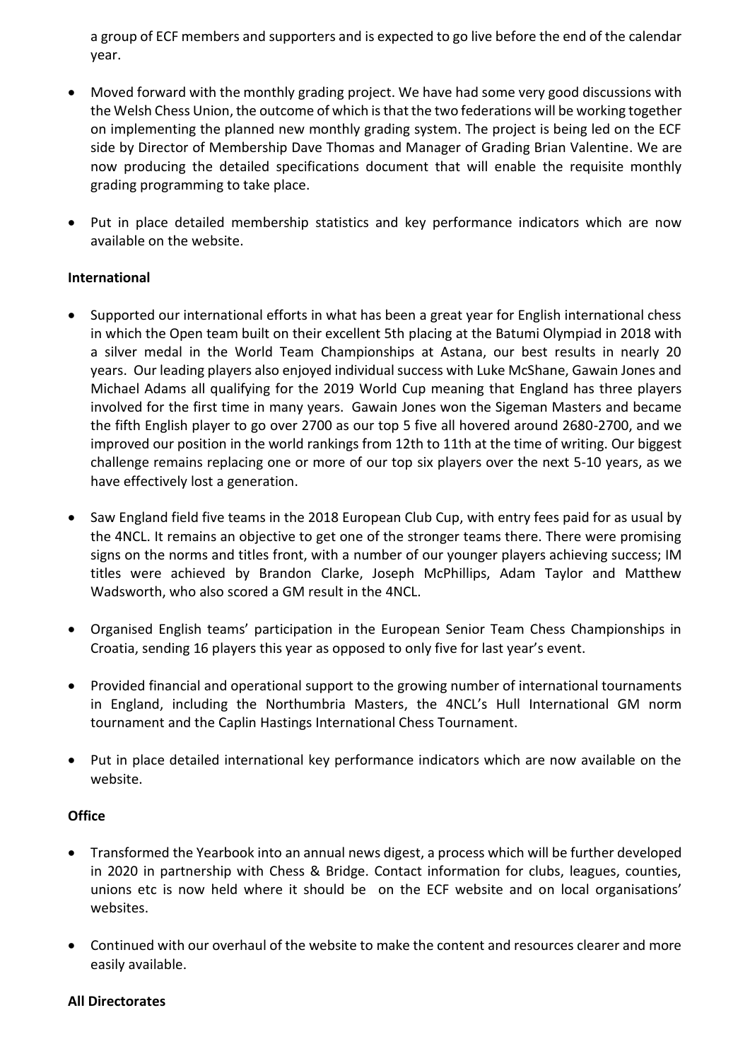a group of ECF members and supporters and is expected to go live before the end of the calendar year.

- Moved forward with the monthly grading project. We have had some very good discussions with the Welsh Chess Union, the outcome of which is that the two federations will be working together on implementing the planned new monthly grading system. The project is being led on the ECF side by Director of Membership Dave Thomas and Manager of Grading Brian Valentine. We are now producing the detailed specifications document that will enable the requisite monthly grading programming to take place.

- Put in place detailed membership statistics and key performance indicators which are now available on the website.

**International**

- Supported our international efforts in what has been a great year for English international chess in which the Open team built on their excellent 5th placing at the Batumi Olympiad in 2018 with a silver medal in the World Team Championships at Astana, our best results in nearly 20 years. Our leading players also enjoyed individual success with Luke McShane, Gawain Jones and Michael Adams all qualifying for the 2019 World Cup meaning that England has three players involved for the first time in many years. Gawain Jones won the Sigeman Masters and became the fifth English player to go over 2700 as our top 5 five all hovered around 2680-2700, and we improved our position in the world rankings from 12th to 11th at the time of writing. Our biggest challenge remains replacing one or more of our top six players over the next 5-10 years, as we have effectively lost a generation.

- Saw England field five teams in the 2018 European Club Cup, with entry fees paid for as usual by the 4NCL. It remains an objective to get one of the stronger teams there. There were promising signs on the norms and titles front, with a number of our younger players achieving success; IM titles were achieved by Brandon Clarke, Joseph McPhillips, Adam Taylor and Matthew Wadsworth, who also scored a GM result in the 4NCL.

- Organised English teams' participation in the European Senior Team Chess Championships in Croatia, sending 16 players this year as opposed to only five for last year's event.

- Provided financial and operational support to the growing number of international tournaments in England, including the Northumbria Masters, the 4NCL's Hull International GM norm tournament and the Caplin Hastings International Chess Tournament.

- Put in place detailed international key performance indicators which are now available on the website.

**Office**

- Transformed the Yearbook into an annual news digest, a process which will be further developed in 2020 in partnership with Chess & Bridge. Contact information for clubs, leagues, counties, unions etc is now held where it should be on the ECF website and on local organisations' websites.

- Continued with our overhaul of the website to make the content and resources clearer and more easily available.

**All Directorates**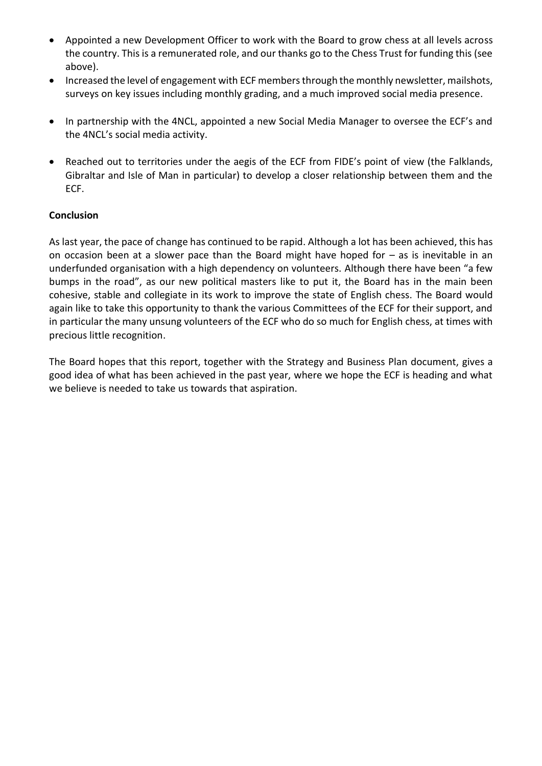- Appointed a new Development Officer to work with the Board to grow chess at all levels across the country. This is a remunerated role, and our thanks go to the Chess Trust for funding this (see above).
- Increased the level of engagement with ECF members through the monthly newsletter, mailshots, surveys on key issues including monthly grading, and a much improved social media presence.
- In partnership with the 4NCL, appointed a new Social Media Manager to oversee the ECF's and the 4NCL's social media activity.
- Reached out to territories under the aegis of the ECF from FIDE's point of view (the Falklands, Gibraltar and Isle of Man in particular) to develop a closer relationship between them and the ECF.

**Conclusion**

As last year, the pace of change has continued to be rapid. Although a lot has been achieved, this has on occasion been at a slower pace than the Board might have hoped for – as is inevitable in an underfunded organisation with a high dependency on volunteers. Although there have been "a few bumps in the road", as our new political masters like to put it, the Board has in the main been cohesive, stable and collegiate in its work to improve the state of English chess. The Board would again like to take this opportunity to thank the various Committees of the ECF for their support, and in particular the many unsung volunteers of the ECF who do so much for English chess, at times with precious little recognition.

The Board hopes that this report, together with the Strategy and Business Plan document, gives a good idea of what has been achieved in the past year, where we hope the ECF is heading and what we believe is needed to take us towards that aspiration.